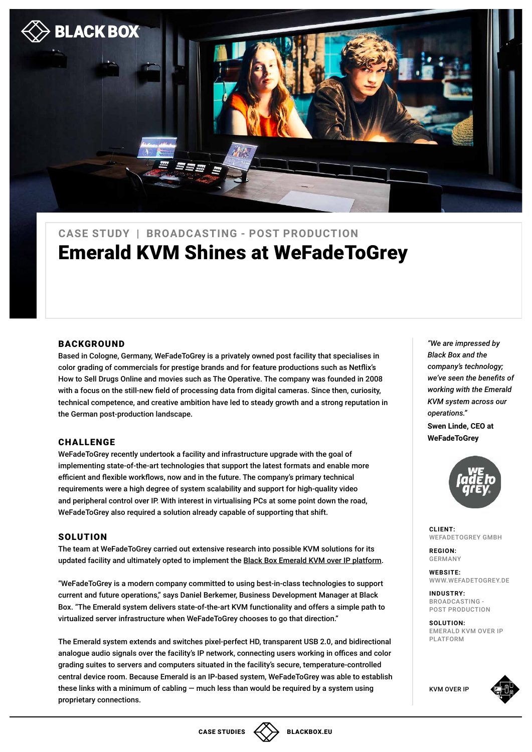CASE STUDY | BROADCASTING - POST PRODUCTION

# Emerald KVM Shines at WeFadeToGrey

## BACKGROUND

Based in Cologne, Germany, WeFadeToGrey is a privately owned post facility that specialises in color grading of commercials for prestige brands and for feature productions such as Netflix's How to Sell Drugs Online and movies such as The Operative. The company was founded in 2008 with a focus on the still-new field of processing data from digital cameras. Since then, curiosity, technical competence, and creative ambition have led to steady growth and a strong reputation in the German post-production landscape.

## CHALLENGE

WeFadeToGrey recently undertook a facility and infrastructure upgrade with the goal of implementing state-of-the-art technologies that support the latest formats and enable more efficient and flexible workflows, now and in the future. The company's primary technical requirements were a high degree of system scalability and support for high-quality video and peripheral control over IP. With interest in virtualising PCs at some point down the road, WeFadeToGrey also required a solution already capable of supporting that shift.

## SOLUTION

The team at WeFadeToGrey carried out extensive research into possible KVM solutions for its updated facility and ultimately opted to implement the Black Box Emerald KVM over IP platform.

"WeFadeToGrey is a modern company committed to using best-in-class technologies to support current and future operations," says Daniel Berkemer, Business Development Manager at Black Box. "The Emerald system delivers state-of-the-art KVM functionality and offers a simple path to virtualized server infrastructure when WeFadeToGrey chooses to go that direction."

The Emerald system extends and switches pixel-perfect HD, transparent USB 2.0, and bidirectional analogue audio signals over the facility's IP network, connecting users working in offices and color grading suites to servers and computers situated in the facility's secure, temperature-controlled central device room. Because Emerald is an IP-based system, WeFadeToGrey was able to establish these links with a minimum of cabling — much less than would be required by a system using proprietary connections.

*"We are impressed by Black Box and the company's technology; we've seen the benefits of working with the Emerald KVM system across our operations."*

**Swen Linde, CEO at WeFadeToGrey**

**CLIENT:**
WEFADETOGREY GMBH

**REGION:**
GERMANY

**WEBSITE:**
WWW.WEFADETOGREY.DE

**INDUSTRY:**
BROADCASTING - POST PRODUCTION

**SOLUTION:**
EMERALD KVM OVER IP PLATFORM

KVM OVER IP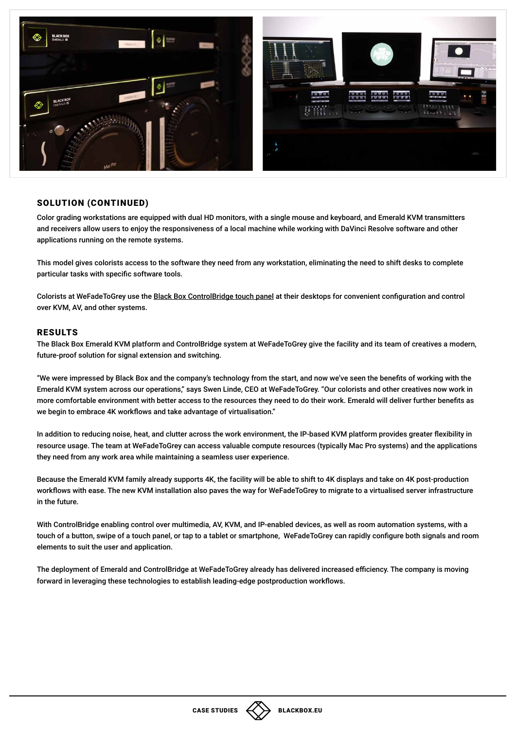## SOLUTION (CONTINUED)

Color grading workstations are equipped with dual HD monitors, with a single mouse and keyboard, and Emerald KVM transmitters and receivers allow users to enjoy the responsiveness of a local machine while working with DaVinci Resolve software and other applications running on the remote systems.

This model gives colorists access to the software they need from any workstation, eliminating the need to shift desks to complete particular tasks with specific software tools.

Colorists at WeFadeToGrey use the Black Box ControlBridge touch panel at their desktops for convenient configuration and control over KVM, AV, and other systems.

## RESULTS

The Black Box Emerald KVM platform and ControlBridge system at WeFadeToGrey give the facility and its team of creatives a modern, future-proof solution for signal extension and switching.

"We were impressed by Black Box and the company's technology from the start, and now we've seen the benefits of working with the Emerald KVM system across our operations," says Swen Linde, CEO at WeFadeToGrey. "Our colorists and other creatives now work in more comfortable environment with better access to the resources they need to do their work. Emerald will deliver further benefits as we begin to embrace 4K workflows and take advantage of virtualisation."

In addition to reducing noise, heat, and clutter across the work environment, the IP-based KVM platform provides greater flexibility in resource usage. The team at WeFadeToGrey can access valuable compute resources (typically Mac Pro systems) and the applications they need from any work area while maintaining a seamless user experience.

Because the Emerald KVM family already supports 4K, the facility will be able to shift to 4K displays and take on 4K post-production workflows with ease. The new KVM installation also paves the way for WeFadeToGrey to migrate to a virtualised server infrastructure in the future.

With ControlBridge enabling control over multimedia, AV, KVM, and IP-enabled devices, as well as room automation systems, with a touch of a button, swipe of a touch panel, or tap to a tablet or smartphone, WeFadeToGrey can rapidly configure both signals and room elements to suit the user and application.

The deployment of Emerald and ControlBridge at WeFadeToGrey already has delivered increased efficiency. The company is moving forward in leveraging these technologies to establish leading-edge postproduction workflows.